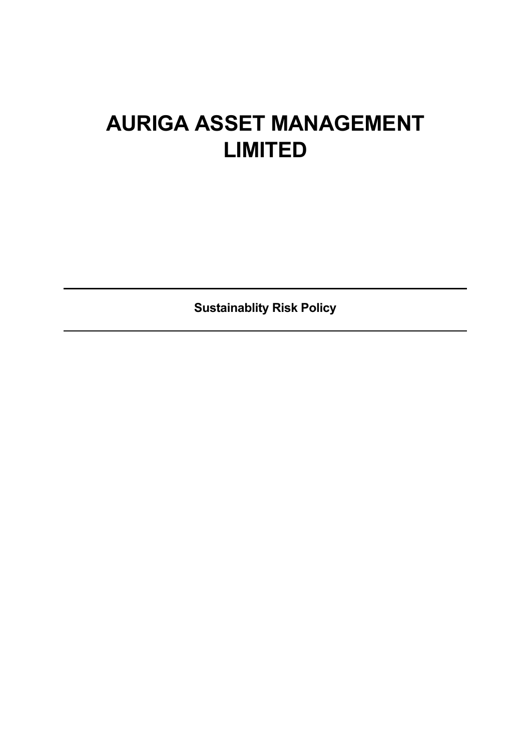# AURIGA ASSET MANAGEMENT LIMITED

---

**Sustainablity Risk Policy**

---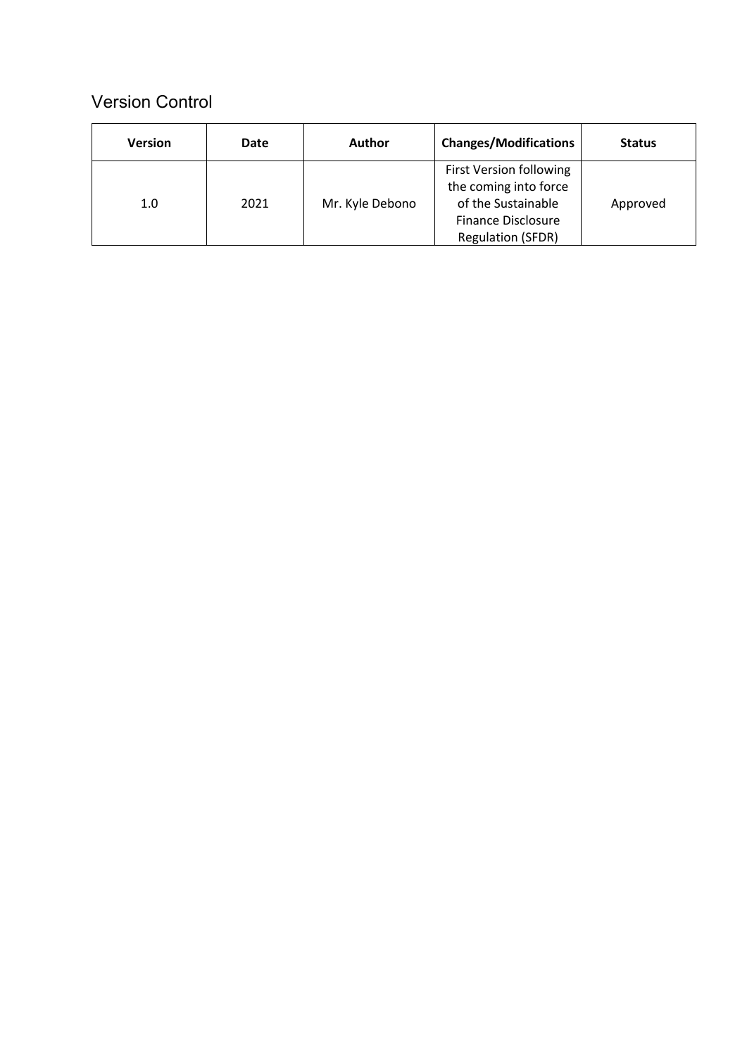## Version Control

| Version | Date | Author | Changes/Modifications | Status |
|---|---|---|---|---|
| 1.0 | 2021 | Mr. Kyle Debono | First Version following the coming into force of the Sustainable Finance Disclosure Regulation (SFDR) | Approved |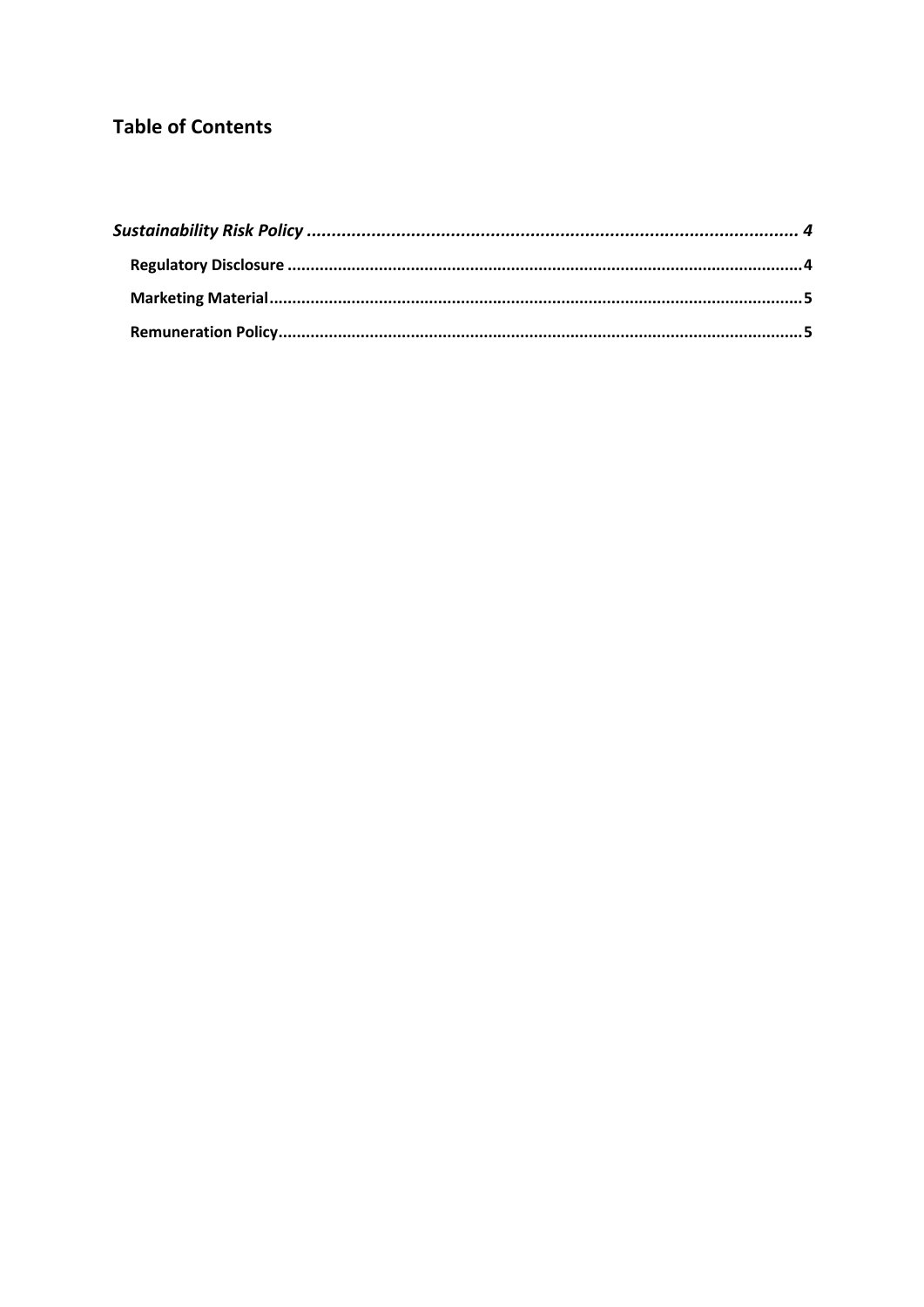## Table of Contents

*Sustainability Risk Policy* ..................................................................................................... *4*

- **Regulatory Disclosure** ..................................................................................................... **4**
- **Marketing Material** ......................................................................................................... **5**
- **Remuneration Policy** ....................................................................................................... **5**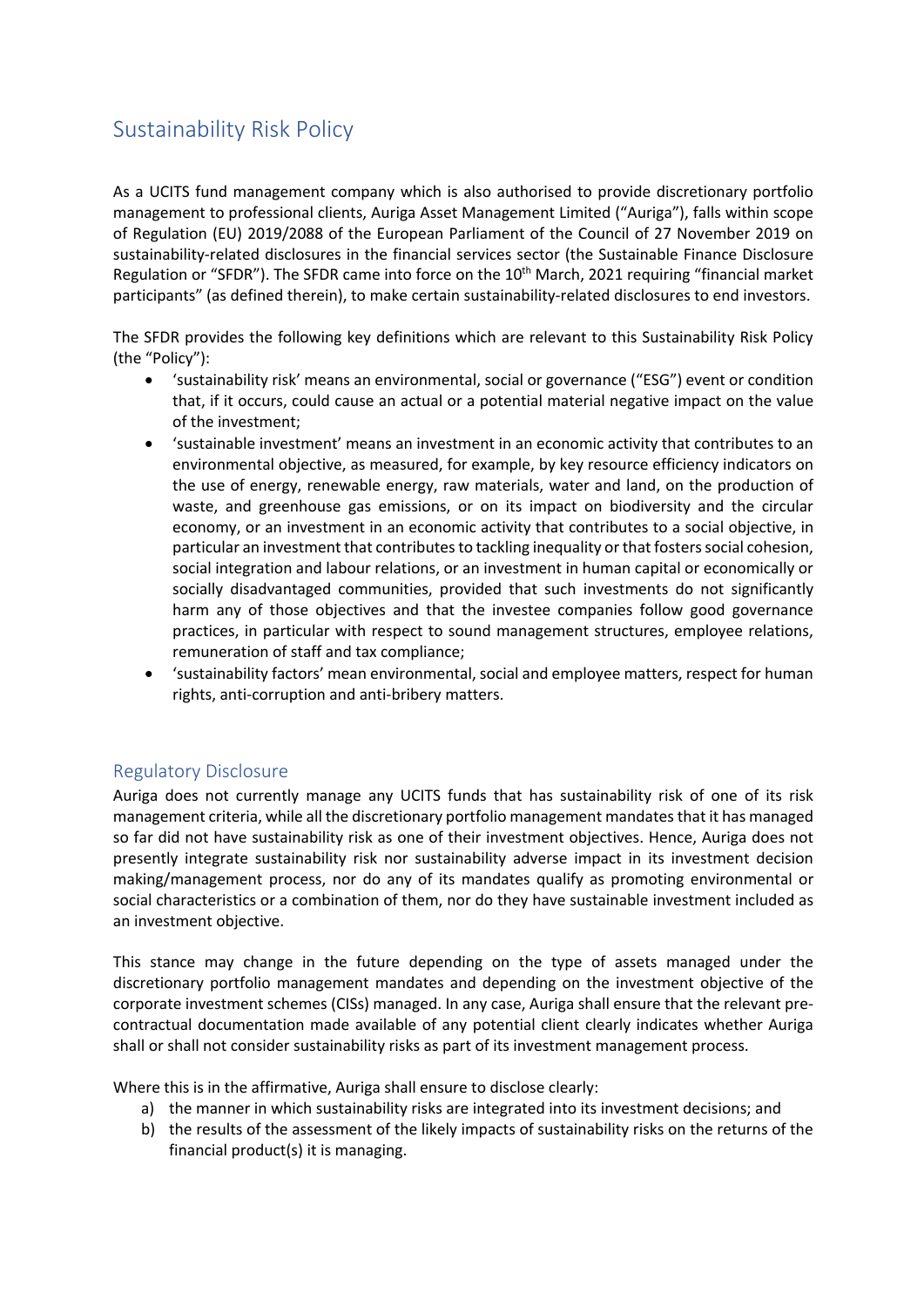# Sustainability Risk Policy

As a UCITS fund management company which is also authorised to provide discretionary portfolio management to professional clients, Auriga Asset Management Limited ("Auriga"), falls within scope of Regulation (EU) 2019/2088 of the European Parliament of the Council of 27 November 2019 on sustainability-related disclosures in the financial services sector (the Sustainable Finance Disclosure Regulation or "SFDR"). The SFDR came into force on the 10th March, 2021 requiring "financial market participants" (as defined therein), to make certain sustainability-related disclosures to end investors.

The SFDR provides the following key definitions which are relevant to this Sustainability Risk Policy (the "Policy"):

- 'sustainability risk' means an environmental, social or governance ("ESG") event or condition that, if it occurs, could cause an actual or a potential material negative impact on the value of the investment;
- 'sustainable investment' means an investment in an economic activity that contributes to an environmental objective, as measured, for example, by key resource efficiency indicators on the use of energy, renewable energy, raw materials, water and land, on the production of waste, and greenhouse gas emissions, or on its impact on biodiversity and the circular economy, or an investment in an economic activity that contributes to a social objective, in particular an investment that contributes to tackling inequality or that fosters social cohesion, social integration and labour relations, or an investment in human capital or economically or socially disadvantaged communities, provided that such investments do not significantly harm any of those objectives and that the investee companies follow good governance practices, in particular with respect to sound management structures, employee relations, remuneration of staff and tax compliance;
- 'sustainability factors' mean environmental, social and employee matters, respect for human rights, anti-corruption and anti-bribery matters.

## Regulatory Disclosure

Auriga does not currently manage any UCITS funds that has sustainability risk of one of its risk management criteria, while all the discretionary portfolio management mandates that it has managed so far did not have sustainability risk as one of their investment objectives. Hence, Auriga does not presently integrate sustainability risk nor sustainability adverse impact in its investment decision making/management process, nor do any of its mandates qualify as promoting environmental or social characteristics or a combination of them, nor do they have sustainable investment included as an investment objective.

This stance may change in the future depending on the type of assets managed under the discretionary portfolio management mandates and depending on the investment objective of the corporate investment schemes (CISs) managed. In any case, Auriga shall ensure that the relevant pre-contractual documentation made available of any potential client clearly indicates whether Auriga shall or shall not consider sustainability risks as part of its investment management process.

Where this is in the affirmative, Auriga shall ensure to disclose clearly:

a) the manner in which sustainability risks are integrated into its investment decisions; and
b) the results of the assessment of the likely impacts of sustainability risks on the returns of the financial product(s) it is managing.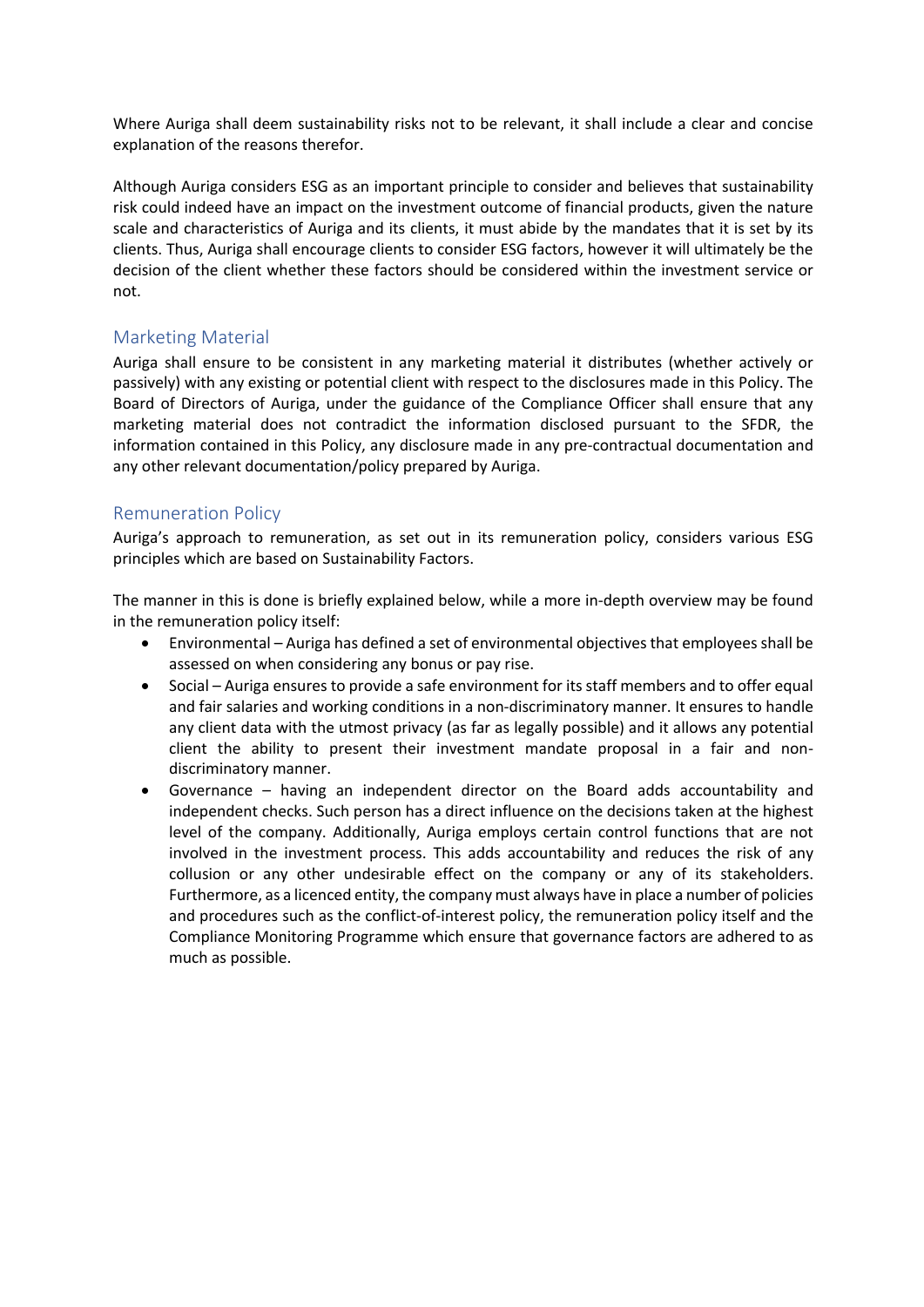Where Auriga shall deem sustainability risks not to be relevant, it shall include a clear and concise explanation of the reasons therefor.

Although Auriga considers ESG as an important principle to consider and believes that sustainability risk could indeed have an impact on the investment outcome of financial products, given the nature scale and characteristics of Auriga and its clients, it must abide by the mandates that it is set by its clients. Thus, Auriga shall encourage clients to consider ESG factors, however it will ultimately be the decision of the client whether these factors should be considered within the investment service or not.

## Marketing Material

Auriga shall ensure to be consistent in any marketing material it distributes (whether actively or passively) with any existing or potential client with respect to the disclosures made in this Policy. The Board of Directors of Auriga, under the guidance of the Compliance Officer shall ensure that any marketing material does not contradict the information disclosed pursuant to the SFDR, the information contained in this Policy, any disclosure made in any pre-contractual documentation and any other relevant documentation/policy prepared by Auriga.

## Remuneration Policy

Auriga's approach to remuneration, as set out in its remuneration policy, considers various ESG principles which are based on Sustainability Factors.

The manner in this is done is briefly explained below, while a more in-depth overview may be found in the remuneration policy itself:

- Environmental – Auriga has defined a set of environmental objectives that employees shall be assessed on when considering any bonus or pay rise.
- Social – Auriga ensures to provide a safe environment for its staff members and to offer equal and fair salaries and working conditions in a non-discriminatory manner. It ensures to handle any client data with the utmost privacy (as far as legally possible) and it allows any potential client the ability to present their investment mandate proposal in a fair and non-discriminatory manner.
- Governance – having an independent director on the Board adds accountability and independent checks. Such person has a direct influence on the decisions taken at the highest level of the company. Additionally, Auriga employs certain control functions that are not involved in the investment process. This adds accountability and reduces the risk of any collusion or any other undesirable effect on the company or any of its stakeholders. Furthermore, as a licenced entity, the company must always have in place a number of policies and procedures such as the conflict-of-interest policy, the remuneration policy itself and the Compliance Monitoring Programme which ensure that governance factors are adhered to as much as possible.